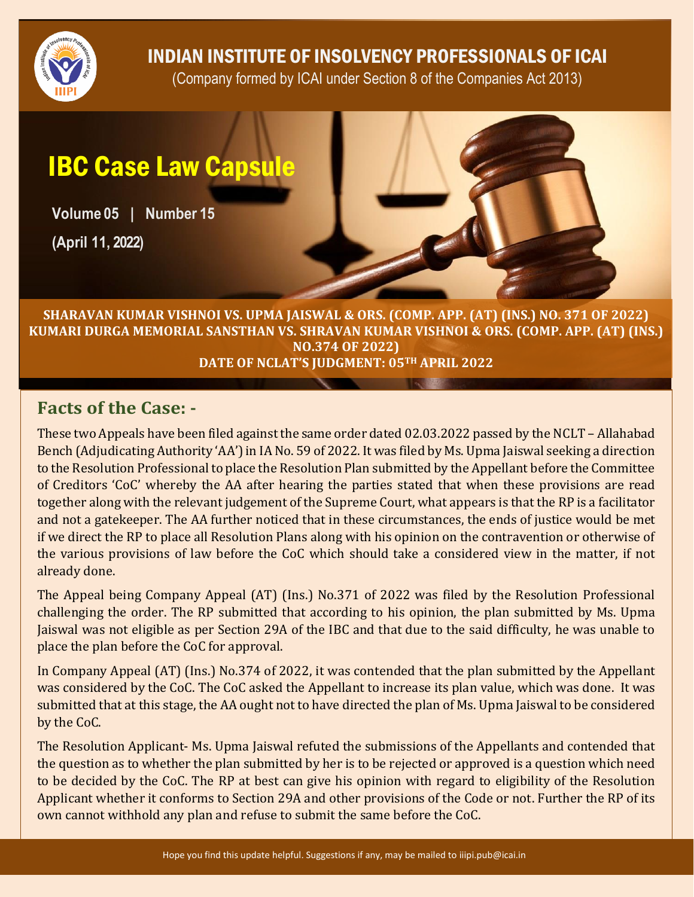# INDIAN INSTITUTE OF INSOLVENCY PROFESSIONALS OF ICAI

(Company formed by ICAI under Section 8 of the Companies Act 2013)

# IBC Case Law Capsule

**Volume 05 | Number 15**

**(April 11, 2022)**

**SHARAVAN KUMAR VISHNOI VS. UPMA JAISWAL & ORS. (COMP. APP. (AT) (INS.) NO. 371 OF 2022)**
**KUMARI DURGA MEMORIAL SANSTHAN VS. SHRAVAN KUMAR VISHNOI & ORS. (COMP. APP. (AT) (INS.) NO.374 OF 2022)**
**DATE OF NCLAT'S JUDGMENT: 05TH APRIL 2022**

## Facts of the Case: -

These two Appeals have been filed against the same order dated 02.03.2022 passed by the NCLT – Allahabad Bench (Adjudicating Authority 'AA') in IA No. 59 of 2022. It was filed by Ms. Upma Jaiswal seeking a direction to the Resolution Professional to place the Resolution Plan submitted by the Appellant before the Committee of Creditors 'CoC' whereby the AA after hearing the parties stated that when these provisions are read together along with the relevant judgement of the Supreme Court, what appears is that the RP is a facilitator and not a gatekeeper. The AA further noticed that in these circumstances, the ends of justice would be met if we direct the RP to place all Resolution Plans along with his opinion on the contravention or otherwise of the various provisions of law before the CoC which should take a considered view in the matter, if not already done.

The Appeal being Company Appeal (AT) (Ins.) No.371 of 2022 was filed by the Resolution Professional challenging the order. The RP submitted that according to his opinion, the plan submitted by Ms. Upma Jaiswal was not eligible as per Section 29A of the IBC and that due to the said difficulty, he was unable to place the plan before the CoC for approval.

In Company Appeal (AT) (Ins.) No.374 of 2022, it was contended that the plan submitted by the Appellant was considered by the CoC. The CoC asked the Appellant to increase its plan value, which was done. It was submitted that at this stage, the AA ought not to have directed the plan of Ms. Upma Jaiswal to be considered by the CoC.

The Resolution Applicant- Ms. Upma Jaiswal refuted the submissions of the Appellants and contended that the question as to whether the plan submitted by her is to be rejected or approved is a question which need to be decided by the CoC. The RP at best can give his opinion with regard to eligibility of the Resolution Applicant whether it conforms to Section 29A and other provisions of the Code or not. Further the RP of its own cannot withhold any plan and refuse to submit the same before the CoC.

Hope you find this update helpful. Suggestions if any, may be mailed to iiipi.pub@icai.in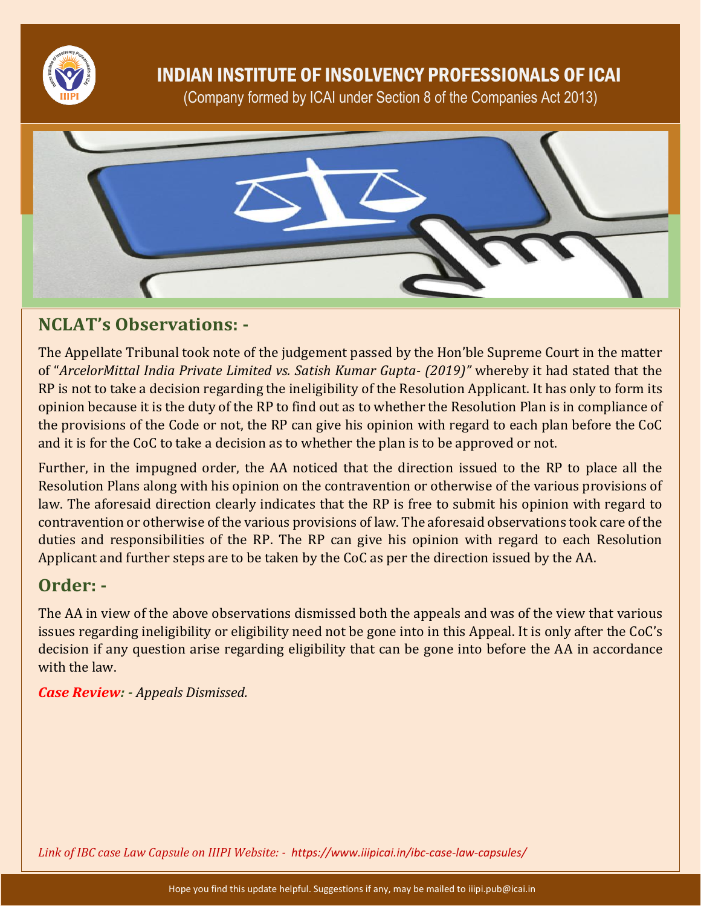# INDIAN INSTITUTE OF INSOLVENCY PROFESSIONALS OF ICAI

(Company formed by ICAI under Section 8 of the Companies Act 2013)

## NCLAT's Observations: -

The Appellate Tribunal took note of the judgement passed by the Hon'ble Supreme Court in the matter of "*ArcelorMittal India Private Limited vs. Satish Kumar Gupta- (2019)"* whereby it had stated that the RP is not to take a decision regarding the ineligibility of the Resolution Applicant. It has only to form its opinion because it is the duty of the RP to find out as to whether the Resolution Plan is in compliance of the provisions of the Code or not, the RP can give his opinion with regard to each plan before the CoC and it is for the CoC to take a decision as to whether the plan is to be approved or not.

Further, in the impugned order, the AA noticed that the direction issued to the RP to place all the Resolution Plans along with his opinion on the contravention or otherwise of the various provisions of law. The aforesaid direction clearly indicates that the RP is free to submit his opinion with regard to contravention or otherwise of the various provisions of law. The aforesaid observations took care of the duties and responsibilities of the RP. The RP can give his opinion with regard to each Resolution Applicant and further steps are to be taken by the CoC as per the direction issued by the AA.

## Order: -

The AA in view of the above observations dismissed both the appeals and was of the view that various issues regarding ineligibility or eligibility need not be gone into in this Appeal. It is only after the CoC's decision if any question arise regarding eligibility that can be gone into before the AA in accordance with the law.

***Case Review**: - Appeals Dismissed.*

*Link of IBC case Law Capsule on IIIPI Website: - https://www.iiipicai.in/ibc-case-law-capsules/*

Hope you find this update helpful. Suggestions if any, may be mailed to iiipi.pub@icai.in